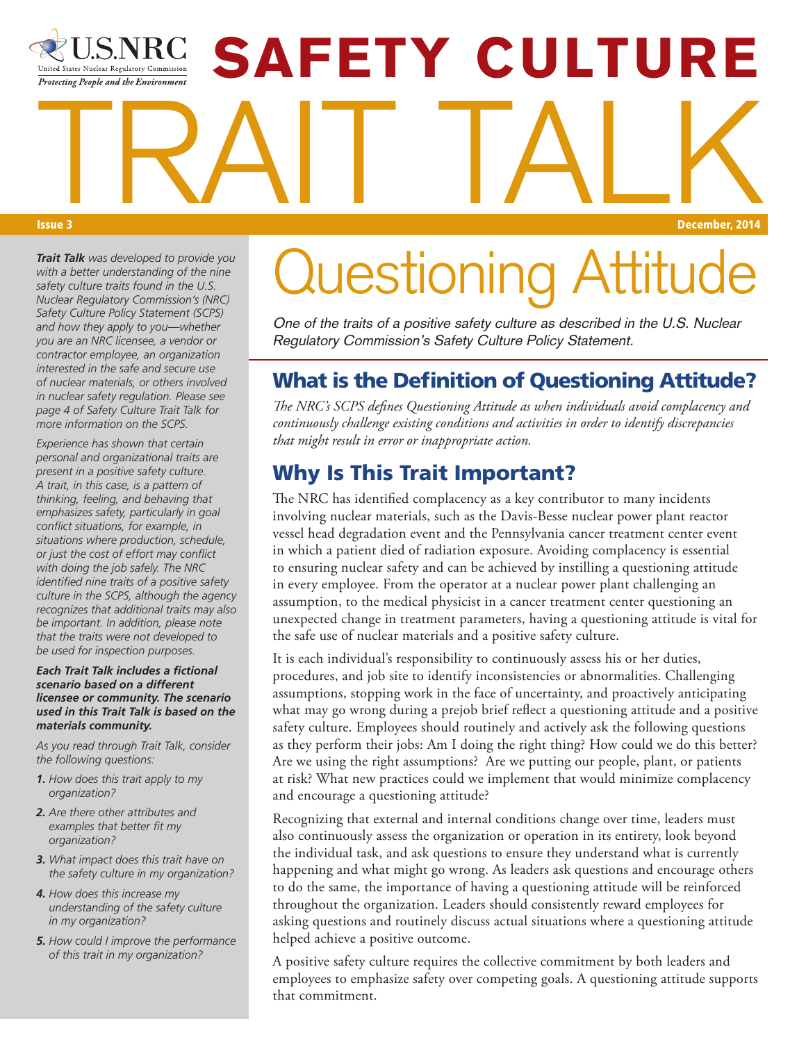U.S.NRC

United States Nuclear Regulatory Commission

*Protecting People and the Environment*

# SAFETY CULTURE TRAIT TALK

**Issue 3** **December, 2014**

*Trait Talk was developed to provide you with a better understanding of the nine safety culture traits found in the U.S. Nuclear Regulatory Commission's (NRC) Safety Culture Policy Statement (SCPS) and how they apply to you—whether you are an NRC licensee, a vendor or contractor employee, an organization interested in the safe and secure use of nuclear materials, or others involved in nuclear safety regulation. Please see page 4 of Safety Culture Trait Talk for more information on the SCPS.*

*Experience has shown that certain personal and organizational traits are present in a positive safety culture. A trait, in this case, is a pattern of thinking, feeling, and behaving that emphasizes safety, particularly in goal conflict situations, for example, in situations where production, schedule, or just the cost of effort may conflict with doing the job safely. The NRC identified nine traits of a positive safety culture in the SCPS, although the agency recognizes that additional traits may also be important. In addition, please note that the traits were not developed to be used for inspection purposes.*

***Each Trait Talk includes a fictional scenario based on a different licensee or community. The scenario used in this Trait Talk is based on the materials community.***

*As you read through Trait Talk, consider the following questions:*

1. *How does this trait apply to my organization?*
2. *Are there other attributes and examples that better fit my organization?*
3. *What impact does this trait have on the safety culture in my organization?*
4. *How does this increase my understanding of the safety culture in my organization?*
5. *How could I improve the performance of this trait in my organization?*

# Questioning Attitude

*One of the traits of a positive safety culture as described in the U.S. Nuclear Regulatory Commission's Safety Culture Policy Statement.*

## What is the Definition of Questioning Attitude?

*The NRC's SCPS defines Questioning Attitude as when individuals avoid complacency and continuously challenge existing conditions and activities in order to identify discrepancies that might result in error or inappropriate action.*

## Why Is This Trait Important?

The NRC has identified complacency as a key contributor to many incidents involving nuclear materials, such as the Davis-Besse nuclear power plant reactor vessel head degradation event and the Pennsylvania cancer treatment center event in which a patient died of radiation exposure. Avoiding complacency is essential to ensuring nuclear safety and can be achieved by instilling a questioning attitude in every employee. From the operator at a nuclear power plant challenging an assumption, to the medical physicist in a cancer treatment center questioning an unexpected change in treatment parameters, having a questioning attitude is vital for the safe use of nuclear materials and a positive safety culture.

It is each individual's responsibility to continuously assess his or her duties, procedures, and job site to identify inconsistencies or abnormalities. Challenging assumptions, stopping work in the face of uncertainty, and proactively anticipating what may go wrong during a prejob brief reflect a questioning attitude and a positive safety culture. Employees should routinely and actively ask the following questions as they perform their jobs: Am I doing the right thing? How could we do this better? Are we using the right assumptions? Are we putting our people, plant, or patients at risk? What new practices could we implement that would minimize complacency and encourage a questioning attitude?

Recognizing that external and internal conditions change over time, leaders must also continuously assess the organization or operation in its entirety, look beyond the individual task, and ask questions to ensure they understand what is currently happening and what might go wrong. As leaders ask questions and encourage others to do the same, the importance of having a questioning attitude will be reinforced throughout the organization. Leaders should consistently reward employees for asking questions and routinely discuss actual situations where a questioning attitude helped achieve a positive outcome.

A positive safety culture requires the collective commitment by both leaders and employees to emphasize safety over competing goals. A questioning attitude supports that commitment.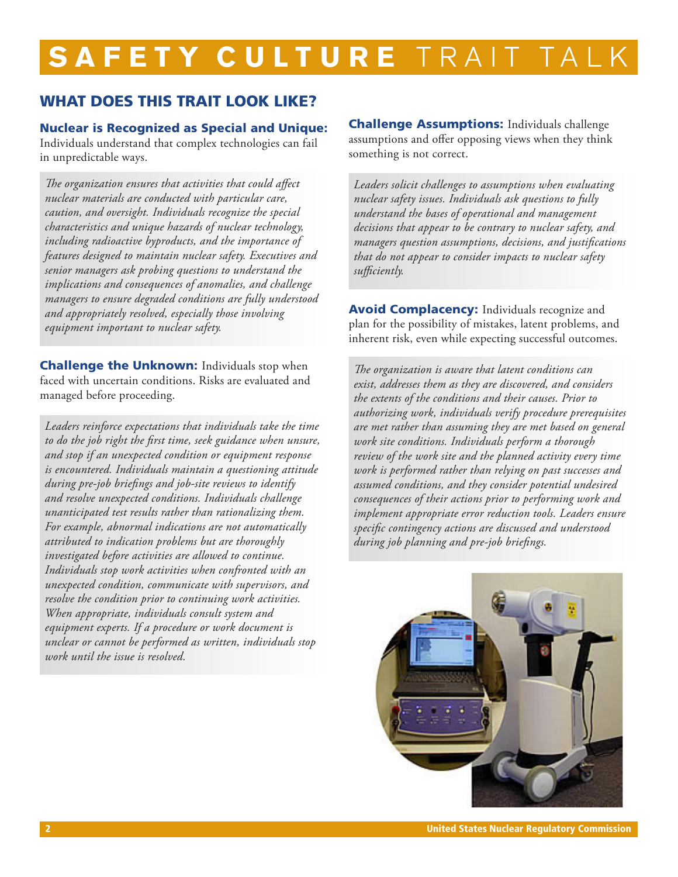# SAFETY CULTURE TRAIT TALK

## WHAT DOES THIS TRAIT LOOK LIKE?

**Nuclear is Recognized as Special and Unique:** Individuals understand that complex technologies can fail in unpredictable ways.

*The organization ensures that activities that could affect nuclear materials are conducted with particular care, caution, and oversight. Individuals recognize the special characteristics and unique hazards of nuclear technology, including radioactive byproducts, and the importance of features designed to maintain nuclear safety. Executives and senior managers ask probing questions to understand the implications and consequences of anomalies, and challenge managers to ensure degraded conditions are fully understood and appropriately resolved, especially those involving equipment important to nuclear safety.*

**Challenge the Unknown:** Individuals stop when faced with uncertain conditions. Risks are evaluated and managed before proceeding.

*Leaders reinforce expectations that individuals take the time to do the job right the first time, seek guidance when unsure, and stop if an unexpected condition or equipment response is encountered. Individuals maintain a questioning attitude during pre-job briefings and job-site reviews to identify and resolve unexpected conditions. Individuals challenge unanticipated test results rather than rationalizing them. For example, abnormal indications are not automatically attributed to indication problems but are thoroughly investigated before activities are allowed to continue. Individuals stop work activities when confronted with an unexpected condition, communicate with supervisors, and resolve the condition prior to continuing work activities. When appropriate, individuals consult system and equipment experts. If a procedure or work document is unclear or cannot be performed as written, individuals stop work until the issue is resolved.*

**Challenge Assumptions:** Individuals challenge assumptions and offer opposing views when they think something is not correct.

*Leaders solicit challenges to assumptions when evaluating nuclear safety issues. Individuals ask questions to fully understand the bases of operational and management decisions that appear to be contrary to nuclear safety, and managers question assumptions, decisions, and justifications that do not appear to consider impacts to nuclear safety sufficiently.*

**Avoid Complacency:** Individuals recognize and plan for the possibility of mistakes, latent problems, and inherent risk, even while expecting successful outcomes.

*The organization is aware that latent conditions can exist, addresses them as they are discovered, and considers the extents of the conditions and their causes. Prior to authorizing work, individuals verify procedure prerequisites are met rather than assuming they are met based on general work site conditions. Individuals perform a thorough review of the work site and the planned activity every time work is performed rather than relying on past successes and assumed conditions, and they consider potential undesired consequences of their actions prior to performing work and implement appropriate error reduction tools. Leaders ensure specific contingency actions are discussed and understood during job planning and pre-job briefings.*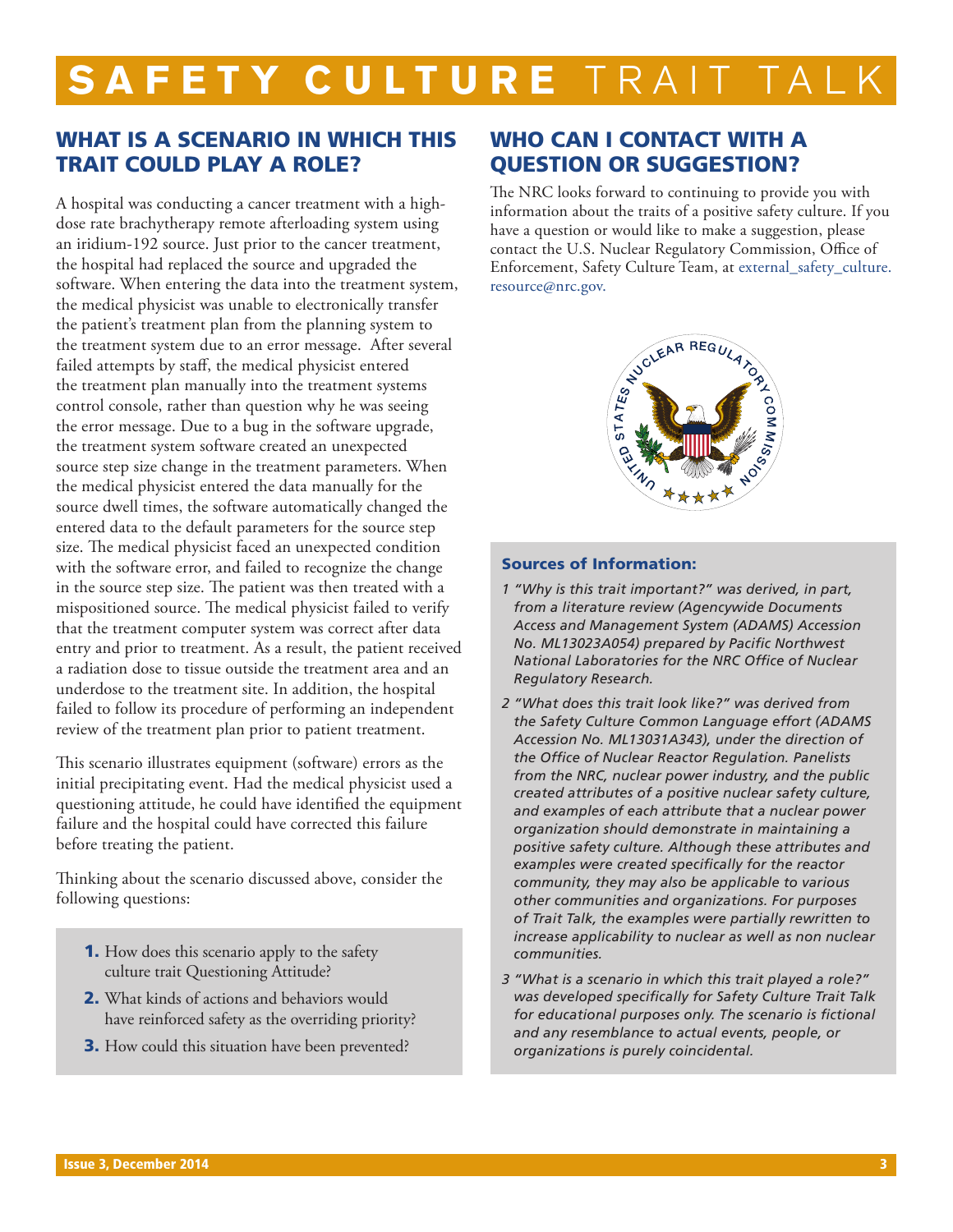# SAFETY CULTURE TRAIT TALK

## WHAT IS A SCENARIO IN WHICH THIS TRAIT COULD PLAY A ROLE?

A hospital was conducting a cancer treatment with a high-dose rate brachytherapy remote afterloading system using an iridium-192 source. Just prior to the cancer treatment, the hospital had replaced the source and upgraded the software. When entering the data into the treatment system, the medical physicist was unable to electronically transfer the patient's treatment plan from the planning system to the treatment system due to an error message. After several failed attempts by staff, the medical physicist entered the treatment plan manually into the treatment systems control console, rather than question why he was seeing the error message. Due to a bug in the software upgrade, the treatment system software created an unexpected source step size change in the treatment parameters. When the medical physicist entered the data manually for the source dwell times, the software automatically changed the entered data to the default parameters for the source step size. The medical physicist faced an unexpected condition with the software error, and failed to recognize the change in the source step size. The patient was then treated with a mispositioned source. The medical physicist failed to verify that the treatment computer system was correct after data entry and prior to treatment. As a result, the patient received a radiation dose to tissue outside the treatment area and an underdose to the treatment site. In addition, the hospital failed to follow its procedure of performing an independent review of the treatment plan prior to patient treatment.

This scenario illustrates equipment (software) errors as the initial precipitating event. Had the medical physicist used a questioning attitude, he could have identified the equipment failure and the hospital could have corrected this failure before treating the patient.

Thinking about the scenario discussed above, consider the following questions:

1. How does this scenario apply to the safety culture trait Questioning Attitude?
2. What kinds of actions and behaviors would have reinforced safety as the overriding priority?
3. How could this situation have been prevented?

## WHO CAN I CONTACT WITH A QUESTION OR SUGGESTION?

The NRC looks forward to continuing to provide you with information about the traits of a positive safety culture. If you have a question or would like to make a suggestion, please contact the U.S. Nuclear Regulatory Commission, Office of Enforcement, Safety Culture Team, at external_safety_culture.resource@nrc.gov.

### Sources of Information:

*1 "Why is this trait important?" was derived, in part, from a literature review (Agencywide Documents Access and Management System (ADAMS) Accession No. ML13023A054) prepared by Pacific Northwest National Laboratories for the NRC Office of Nuclear Regulatory Research.*

*2 "What does this trait look like?" was derived from the Safety Culture Common Language effort (ADAMS Accession No. ML13031A343), under the direction of the Office of Nuclear Reactor Regulation. Panelists from the NRC, nuclear power industry, and the public created attributes of a positive nuclear safety culture, and examples of each attribute that a nuclear power organization should demonstrate in maintaining a positive safety culture. Although these attributes and examples were created specifically for the reactor community, they may also be applicable to various other communities and organizations. For purposes of Trait Talk, the examples were partially rewritten to increase applicability to nuclear as well as non nuclear communities.*

*3 "What is a scenario in which this trait played a role?" was developed specifically for Safety Culture Trait Talk for educational purposes only. The scenario is fictional and any resemblance to actual events, people, or organizations is purely coincidental.*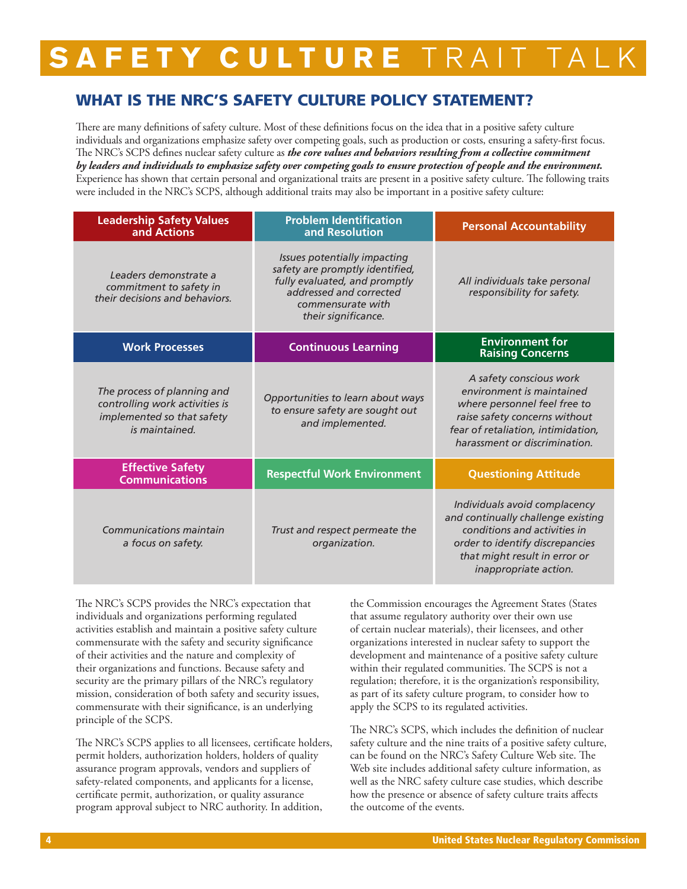# SAFETY CULTURE TRAIT TALK

## WHAT IS THE NRC'S SAFETY CULTURE POLICY STATEMENT?

There are many definitions of safety culture. Most of these definitions focus on the idea that in a positive safety culture individuals and organizations emphasize safety over competing goals, such as production or costs, ensuring a safety-first focus. The NRC's SCPS defines nuclear safety culture as ***the core values and behaviors resulting from a collective commitment by leaders and individuals to emphasize safety over competing goals to ensure protection of people and the environment.*** Experience has shown that certain personal and organizational traits are present in a positive safety culture. The following traits were included in the NRC's SCPS, although additional traits may also be important in a positive safety culture:

| Leadership Safety Values and Actions | Problem Identification and Resolution | Personal Accountability |
|---|---|---|
| *Leaders demonstrate a commitment to safety in their decisions and behaviors.* | *Issues potentially impacting safety are promptly identified, fully evaluated, and promptly addressed and corrected commensurate with their significance.* | *All individuals take personal responsibility for safety.* |
| **Work Processes** | **Continuous Learning** | **Environment for Raising Concerns** |
| *The process of planning and controlling work activities is implemented so that safety is maintained.* | *Opportunities to learn about ways to ensure safety are sought out and implemented.* | *A safety conscious work environment is maintained where personnel feel free to raise safety concerns without fear of retaliation, intimidation, harassment or discrimination.* |
| **Effective Safety Communications** | **Respectful Work Environment** | **Questioning Attitude** |
| *Communications maintain a focus on safety.* | *Trust and respect permeate the organization.* | *Individuals avoid complacency and continually challenge existing conditions and activities in order to identify discrepancies that might result in error or inappropriate action.* |

The NRC's SCPS provides the NRC's expectation that individuals and organizations performing regulated activities establish and maintain a positive safety culture commensurate with the safety and security significance of their activities and the nature and complexity of their organizations and functions. Because safety and security are the primary pillars of the NRC's regulatory mission, consideration of both safety and security issues, commensurate with their significance, is an underlying principle of the SCPS.

The NRC's SCPS applies to all licensees, certificate holders, permit holders, authorization holders, holders of quality assurance program approvals, vendors and suppliers of safety-related components, and applicants for a license, certificate permit, authorization, or quality assurance program approval subject to NRC authority. In addition, the Commission encourages the Agreement States (States that assume regulatory authority over their own use of certain nuclear materials), their licensees, and other organizations interested in nuclear safety to support the development and maintenance of a positive safety culture within their regulated communities. The SCPS is not a regulation; therefore, it is the organization's responsibility, as part of its safety culture program, to consider how to apply the SCPS to its regulated activities.

The NRC's SCPS, which includes the definition of nuclear safety culture and the nine traits of a positive safety culture, can be found on the NRC's Safety Culture Web site. The Web site includes additional safety culture information, as well as the NRC safety culture case studies, which describe how the presence or absence of safety culture traits affects the outcome of the events.